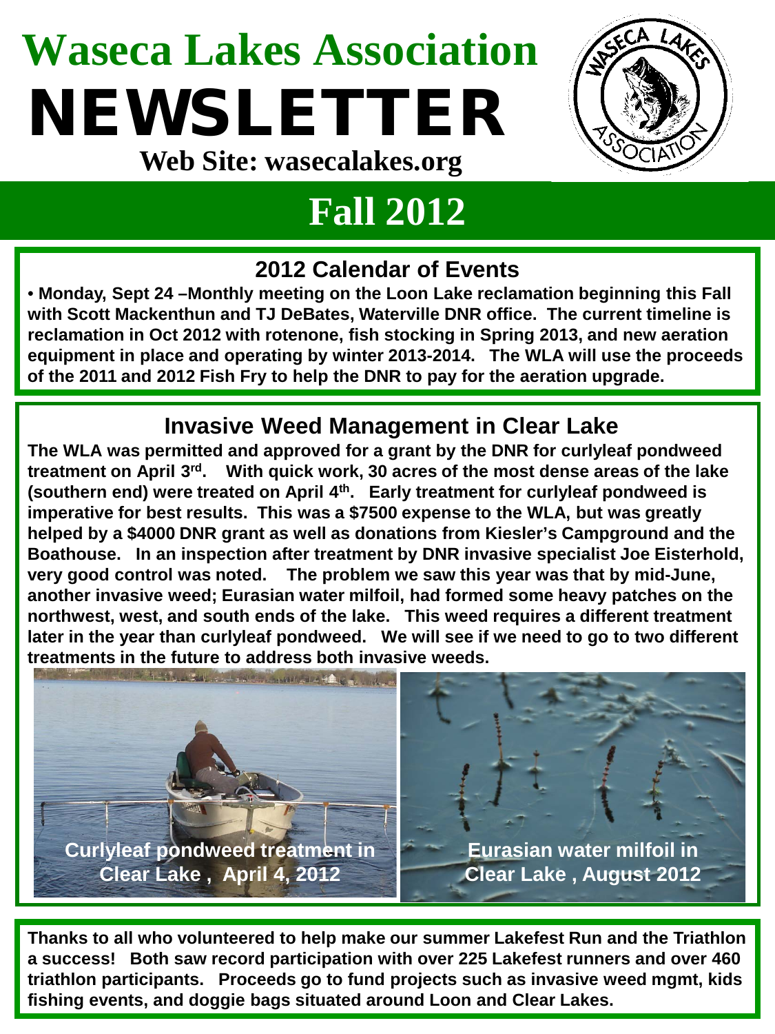# Waseca Lakes Association NEWSLETTER

**Web Site: wasecalakes.org**

# Fall 2012

## 2012 Calendar of Events

• **Monday, Sept 24 –Monthly meeting on the Loon Lake reclamation beginning this Fall with Scott Mackenthun and TJ DeBates, Waterville DNR office. The current timeline is reclamation in Oct 2012 with rotenone, fish stocking in Spring 2013, and new aeration equipment in place and operating by winter 2013-2014. The WLA will use the proceeds of the 2011 and 2012 Fish Fry to help the DNR to pay for the aeration upgrade.**

## Invasive Weed Management in Clear Lake

**The WLA was permitted and approved for a grant by the DNR for curlyleaf pondweed treatment on April 3rd. With quick work, 30 acres of the most dense areas of the lake (southern end) were treated on April 4th. Early treatment for curlyleaf pondweed is imperative for best results. This was a $7500 expense to the WLA, but was greatly helped by a $4000 DNR grant as well as donations from Kiesler's Campground and the Boathouse. In an inspection after treatment by DNR invasive specialist Joe Eisterhold, very good control was noted. The problem we saw this year was that by mid-June, another invasive weed; Eurasian water milfoil, had formed some heavy patches on the northwest, west, and south ends of the lake. This weed requires a different treatment later in the year than curlyleaf pondweed. We will see if we need to go to two different treatments in the future to address both invasive weeds.**

**Curlyleaf pondweed treatment in Clear Lake , April 4, 2012**

**Eurasian water milfoil in Clear Lake , August 2012**

**Thanks to all who volunteered to help make our summer Lakefest Run and the Triathlon a success! Both saw record participation with over 225 Lakefest runners and over 460 triathlon participants. Proceeds go to fund projects such as invasive weed mgmt, kids fishing events, and doggie bags situated around Loon and Clear Lakes.**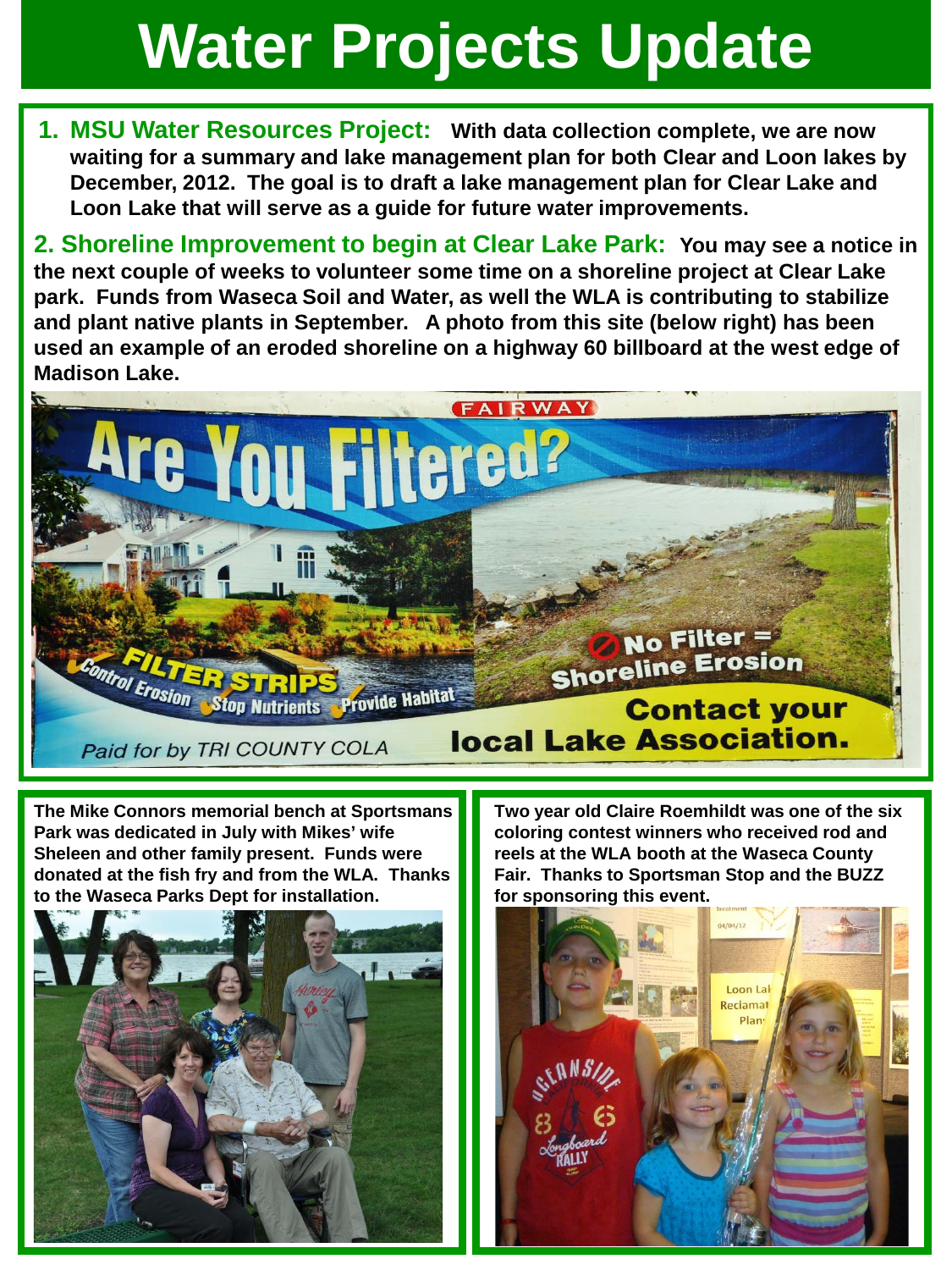# Water Projects Update

1. **MSU Water Resources Project:** **With data collection complete, we are now waiting for a summary and lake management plan for both Clear and Loon lakes by December, 2012. The goal is to draft a lake management plan for Clear Lake and Loon Lake that will serve as a guide for future water improvements.**

**2. Shoreline Improvement to begin at Clear Lake Park:** **You may see a notice in the next couple of weeks to volunteer some time on a shoreline project at Clear Lake park. Funds from Waseca Soil and Water, as well the WLA is contributing to stabilize and plant native plants in September. A photo from this site (below right) has been used an example of an eroded shoreline on a highway 60 billboard at the west edge of Madison Lake.**

FAIRWAY

Are You Filtered?

FILTER STRIPS

Control Erosion · Stop Nutrients · Provide Habitat

No Filter = Shoreline Erosion

Contact your local Lake Association.

Paid for by TRI COUNTY COLA

**The Mike Connors memorial bench at Sportsmans Park was dedicated in July with Mikes' wife Sheleen and other family present. Funds were donated at the fish fry and from the WLA. Thanks to the Waseca Parks Dept for installation.**

**Two year old Claire Roemhildt was one of the six coloring contest winners who received rod and reels at the WLA booth at the Waseca County Fair. Thanks to Sportsman Stop and the BUZZ for sponsoring this event.**